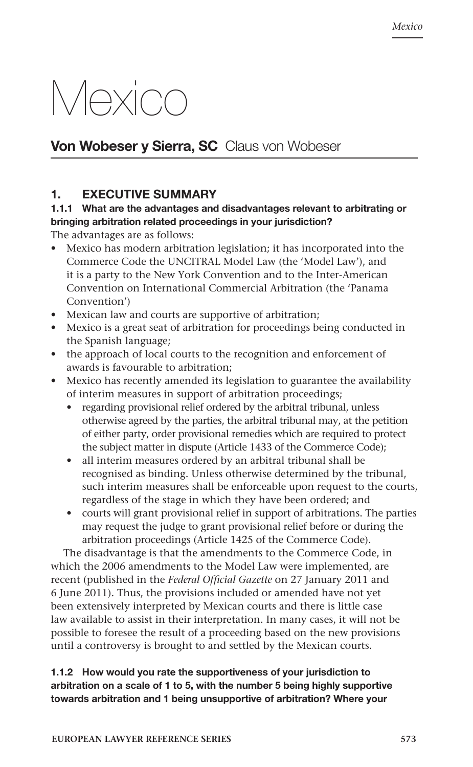# Mexico

## **Von Wobeser y Sierra, SC** Claus von Wobeser

### 1. EXECUTIVE SUMMARY

**1.1.1 What are the advantages and disadvantages relevant to arbitrating or bringing arbitration related proceedings in your jurisdiction?**

The advantages are as follows:

- Mexico has modern arbitration legislation; it has incorporated into the Commerce Code the UNCITRAL Model Law (the 'Model Law'), and it is a party to the New York Convention and to the Inter-American Convention on International Commercial Arbitration (the 'Panama Convention')
- Mexican law and courts are supportive of arbitration;
- Mexico is a great seat of arbitration for proceedings being conducted in the Spanish language;
- the approach of local courts to the recognition and enforcement of awards is favourable to arbitration;
- Mexico has recently amended its legislation to guarantee the availability of interim measures in support of arbitration proceedings;
  - regarding provisional relief ordered by the arbitral tribunal, unless otherwise agreed by the parties, the arbitral tribunal may, at the petition of either party, order provisional remedies which are required to protect the subject matter in dispute (Article 1433 of the Commerce Code);
  - all interim measures ordered by an arbitral tribunal shall be recognised as binding. Unless otherwise determined by the tribunal, such interim measures shall be enforceable upon request to the courts, regardless of the stage in which they have been ordered; and
  - courts will grant provisional relief in support of arbitrations. The parties may request the judge to grant provisional relief before or during the arbitration proceedings (Article 1425 of the Commerce Code).

The disadvantage is that the amendments to the Commerce Code, in which the 2006 amendments to the Model Law were implemented, are recent (published in the *Federal Official Gazette* on 27 January 2011 and 6 June 2011). Thus, the provisions included or amended have not yet been extensively interpreted by Mexican courts and there is little case law available to assist in their interpretation. In many cases, it will not be possible to foresee the result of a proceeding based on the new provisions until a controversy is brought to and settled by the Mexican courts.

**1.1.2 How would you rate the supportiveness of your jurisdiction to arbitration on a scale of 1 to 5, with the number 5 being highly supportive towards arbitration and 1 being unsupportive of arbitration? Where your**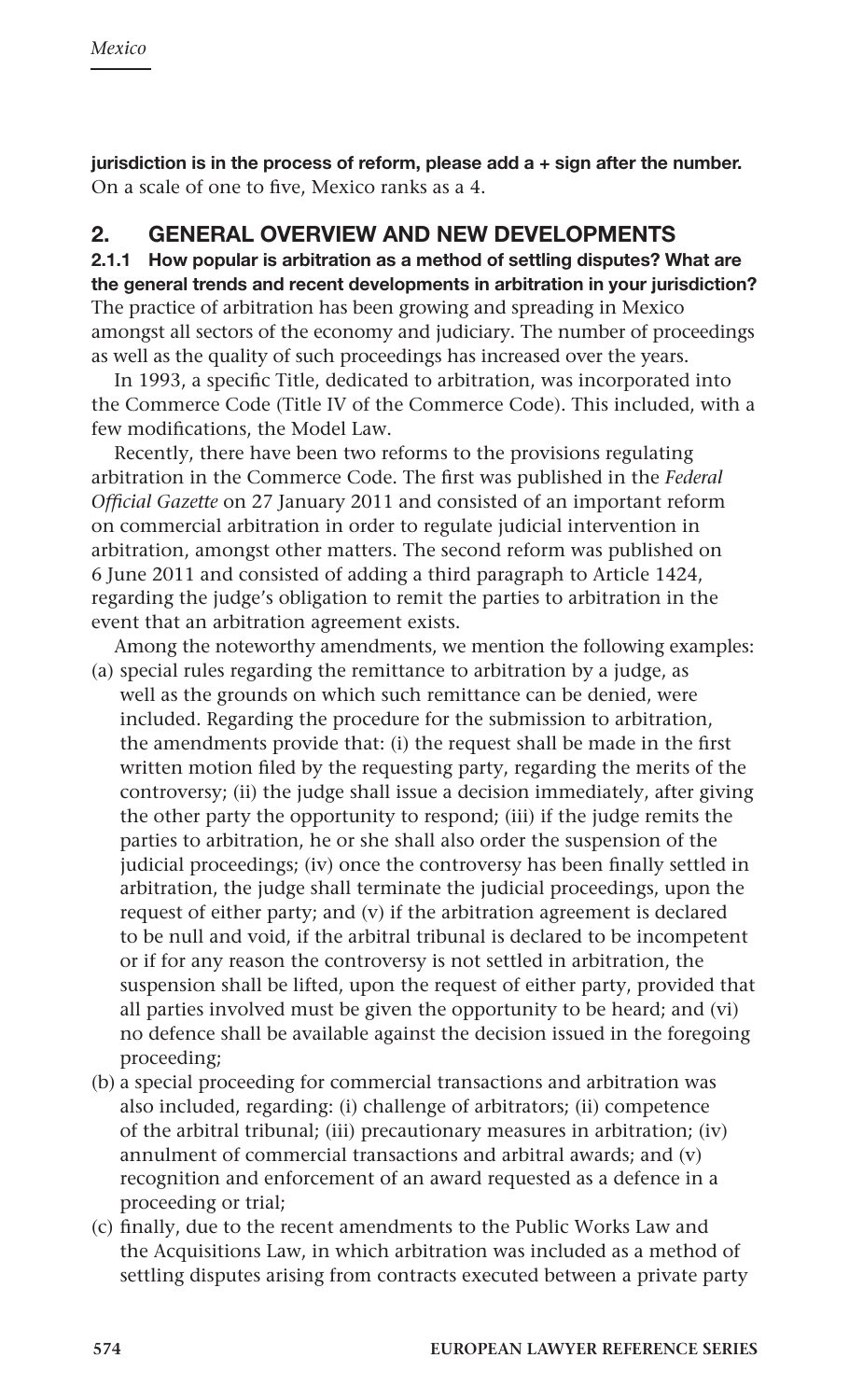**jurisdiction is in the process of reform, please add a + sign after the number.**
On a scale of one to five, Mexico ranks as a 4.

## 2. GENERAL OVERVIEW AND NEW DEVELOPMENTS

**2.1.1 How popular is arbitration as a method of settling disputes? What are the general trends and recent developments in arbitration in your jurisdiction?**
The practice of arbitration has been growing and spreading in Mexico amongst all sectors of the economy and judiciary. The number of proceedings as well as the quality of such proceedings has increased over the years.

In 1993, a specific Title, dedicated to arbitration, was incorporated into the Commerce Code (Title IV of the Commerce Code). This included, with a few modifications, the Model Law.

Recently, there have been two reforms to the provisions regulating arbitration in the Commerce Code. The first was published in the *Federal Official Gazette* on 27 January 2011 and consisted of an important reform on commercial arbitration in order to regulate judicial intervention in arbitration, amongst other matters. The second reform was published on 6 June 2011 and consisted of adding a third paragraph to Article 1424, regarding the judge's obligation to remit the parties to arbitration in the event that an arbitration agreement exists.

Among the noteworthy amendments, we mention the following examples:

(a) special rules regarding the remittance to arbitration by a judge, as well as the grounds on which such remittance can be denied, were included. Regarding the procedure for the submission to arbitration, the amendments provide that: (i) the request shall be made in the first written motion filed by the requesting party, regarding the merits of the controversy; (ii) the judge shall issue a decision immediately, after giving the other party the opportunity to respond; (iii) if the judge remits the parties to arbitration, he or she shall also order the suspension of the judicial proceedings; (iv) once the controversy has been finally settled in arbitration, the judge shall terminate the judicial proceedings, upon the request of either party; and (v) if the arbitration agreement is declared to be null and void, if the arbitral tribunal is declared to be incompetent or if for any reason the controversy is not settled in arbitration, the suspension shall be lifted, upon the request of either party, provided that all parties involved must be given the opportunity to be heard; and (vi) no defence shall be available against the decision issued in the foregoing proceeding;

(b) a special proceeding for commercial transactions and arbitration was also included, regarding: (i) challenge of arbitrators; (ii) competence of the arbitral tribunal; (iii) precautionary measures in arbitration; (iv) annulment of commercial transactions and arbitral awards; and (v) recognition and enforcement of an award requested as a defence in a proceeding or trial;

(c) finally, due to the recent amendments to the Public Works Law and the Acquisitions Law, in which arbitration was included as a method of settling disputes arising from contracts executed between a private party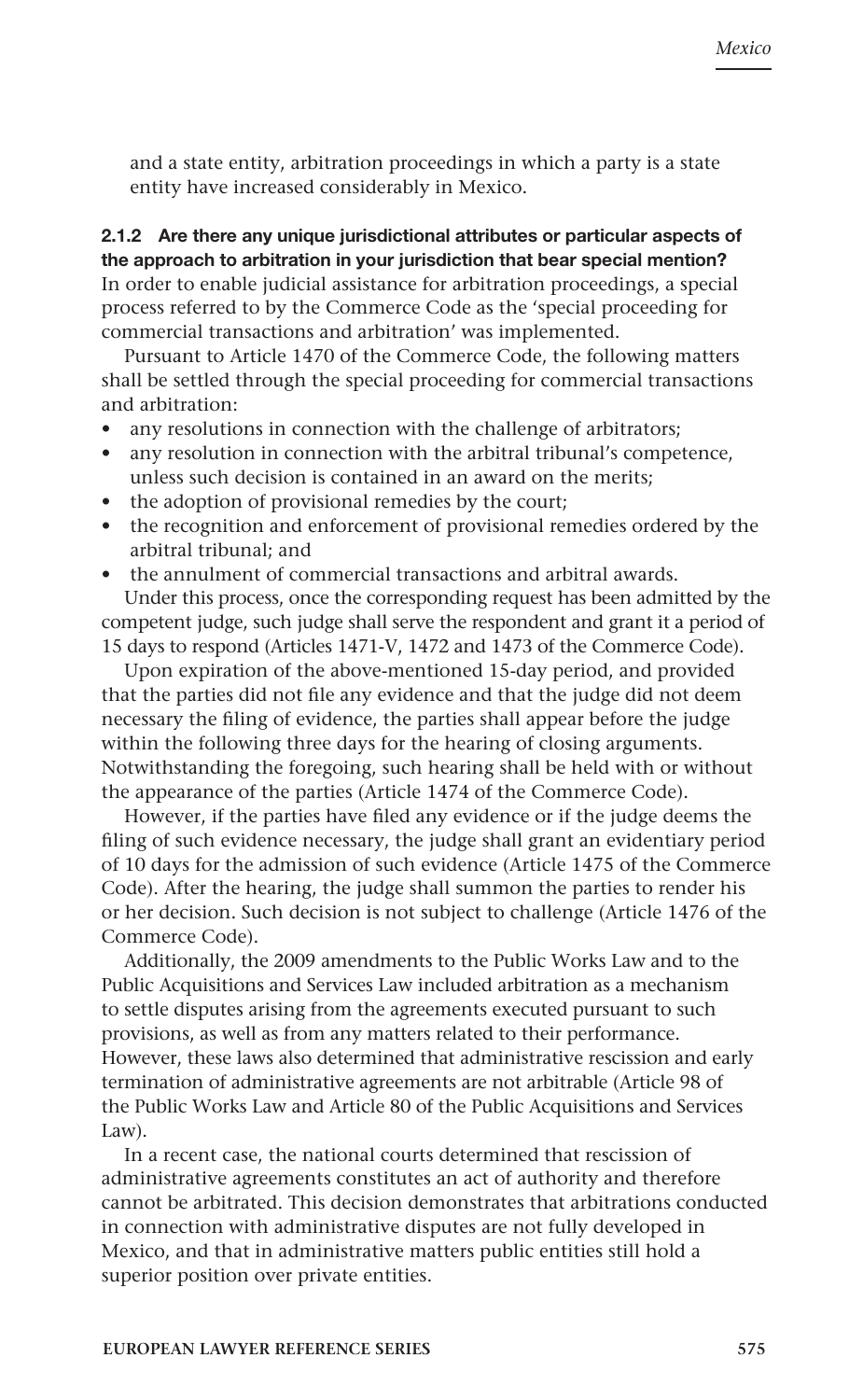and a state entity, arbitration proceedings in which a party is a state entity have increased considerably in Mexico.

#### 2.1.2 Are there any unique jurisdictional attributes or particular aspects of the approach to arbitration in your jurisdiction that bear special mention?

In order to enable judicial assistance for arbitration proceedings, a special process referred to by the Commerce Code as the 'special proceeding for commercial transactions and arbitration' was implemented.

Pursuant to Article 1470 of the Commerce Code, the following matters shall be settled through the special proceeding for commercial transactions and arbitration:

- any resolutions in connection with the challenge of arbitrators;
- any resolution in connection with the arbitral tribunal's competence, unless such decision is contained in an award on the merits;
- the adoption of provisional remedies by the court;
- the recognition and enforcement of provisional remedies ordered by the arbitral tribunal; and
- the annulment of commercial transactions and arbitral awards.

Under this process, once the corresponding request has been admitted by the competent judge, such judge shall serve the respondent and grant it a period of 15 days to respond (Articles 1471-V, 1472 and 1473 of the Commerce Code).

Upon expiration of the above-mentioned 15-day period, and provided that the parties did not file any evidence and that the judge did not deem necessary the filing of evidence, the parties shall appear before the judge within the following three days for the hearing of closing arguments. Notwithstanding the foregoing, such hearing shall be held with or without the appearance of the parties (Article 1474 of the Commerce Code).

However, if the parties have filed any evidence or if the judge deems the filing of such evidence necessary, the judge shall grant an evidentiary period of 10 days for the admission of such evidence (Article 1475 of the Commerce Code). After the hearing, the judge shall summon the parties to render his or her decision. Such decision is not subject to challenge (Article 1476 of the Commerce Code).

Additionally, the 2009 amendments to the Public Works Law and to the Public Acquisitions and Services Law included arbitration as a mechanism to settle disputes arising from the agreements executed pursuant to such provisions, as well as from any matters related to their performance. However, these laws also determined that administrative rescission and early termination of administrative agreements are not arbitrable (Article 98 of the Public Works Law and Article 80 of the Public Acquisitions and Services Law).

In a recent case, the national courts determined that rescission of administrative agreements constitutes an act of authority and therefore cannot be arbitrated. This decision demonstrates that arbitrations conducted in connection with administrative disputes are not fully developed in Mexico, and that in administrative matters public entities still hold a superior position over private entities.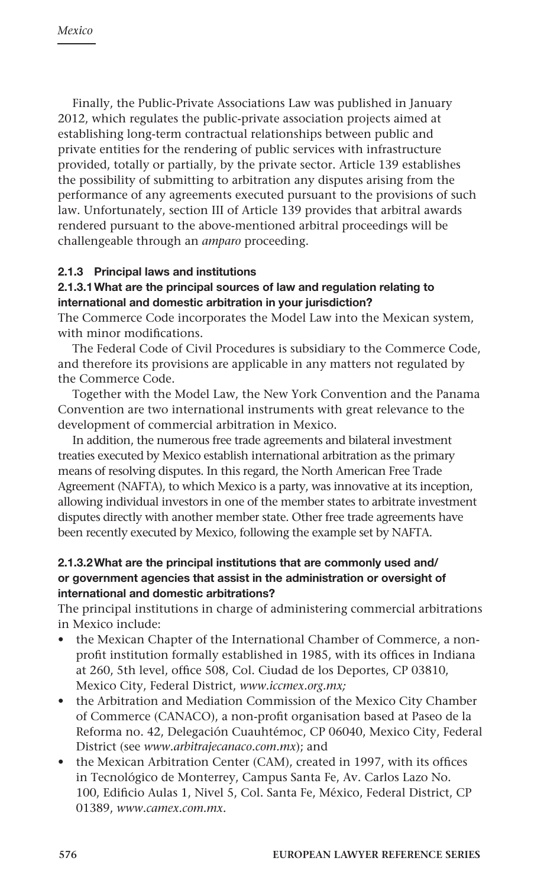Finally, the Public-Private Associations Law was published in January 2012, which regulates the public-private association projects aimed at establishing long-term contractual relationships between public and private entities for the rendering of public services with infrastructure provided, totally or partially, by the private sector. Article 139 establishes the possibility of submitting to arbitration any disputes arising from the performance of any agreements executed pursuant to the provisions of such law. Unfortunately, section III of Article 139 provides that arbitral awards rendered pursuant to the above-mentioned arbitral proceedings will be challengeable through an *amparo* proceeding.

#### 2.1.3 Principal laws and institutions

##### 2.1.3.1 What are the principal sources of law and regulation relating to international and domestic arbitration in your jurisdiction?

The Commerce Code incorporates the Model Law into the Mexican system, with minor modifications.

The Federal Code of Civil Procedures is subsidiary to the Commerce Code, and therefore its provisions are applicable in any matters not regulated by the Commerce Code.

Together with the Model Law, the New York Convention and the Panama Convention are two international instruments with great relevance to the development of commercial arbitration in Mexico.

In addition, the numerous free trade agreements and bilateral investment treaties executed by Mexico establish international arbitration as the primary means of resolving disputes. In this regard, the North American Free Trade Agreement (NAFTA), to which Mexico is a party, was innovative at its inception, allowing individual investors in one of the member states to arbitrate investment disputes directly with another member state. Other free trade agreements have been recently executed by Mexico, following the example set by NAFTA.

##### 2.1.3.2 What are the principal institutions that are commonly used and/or government agencies that assist in the administration or oversight of international and domestic arbitrations?

The principal institutions in charge of administering commercial arbitrations in Mexico include:

- the Mexican Chapter of the International Chamber of Commerce, a non-profit institution formally established in 1985, with its offices in Indiana at 260, 5th level, office 508, Col. Ciudad de los Deportes, CP 03810, Mexico City, Federal District, *www.iccmex.org.mx;*
- the Arbitration and Mediation Commission of the Mexico City Chamber of Commerce (CANACO), a non-profit organisation based at Paseo de la Reforma no. 42, Delegación Cuauhtémoc, CP 06040, Mexico City, Federal District (see *www.arbitrajecanaco.com.mx*); and
- the Mexican Arbitration Center (CAM), created in 1997, with its offices in Tecnológico de Monterrey, Campus Santa Fe, Av. Carlos Lazo No. 100, Edificio Aulas 1, Nivel 5, Col. Santa Fe, México, Federal District, CP 01389, *www.camex.com.mx*.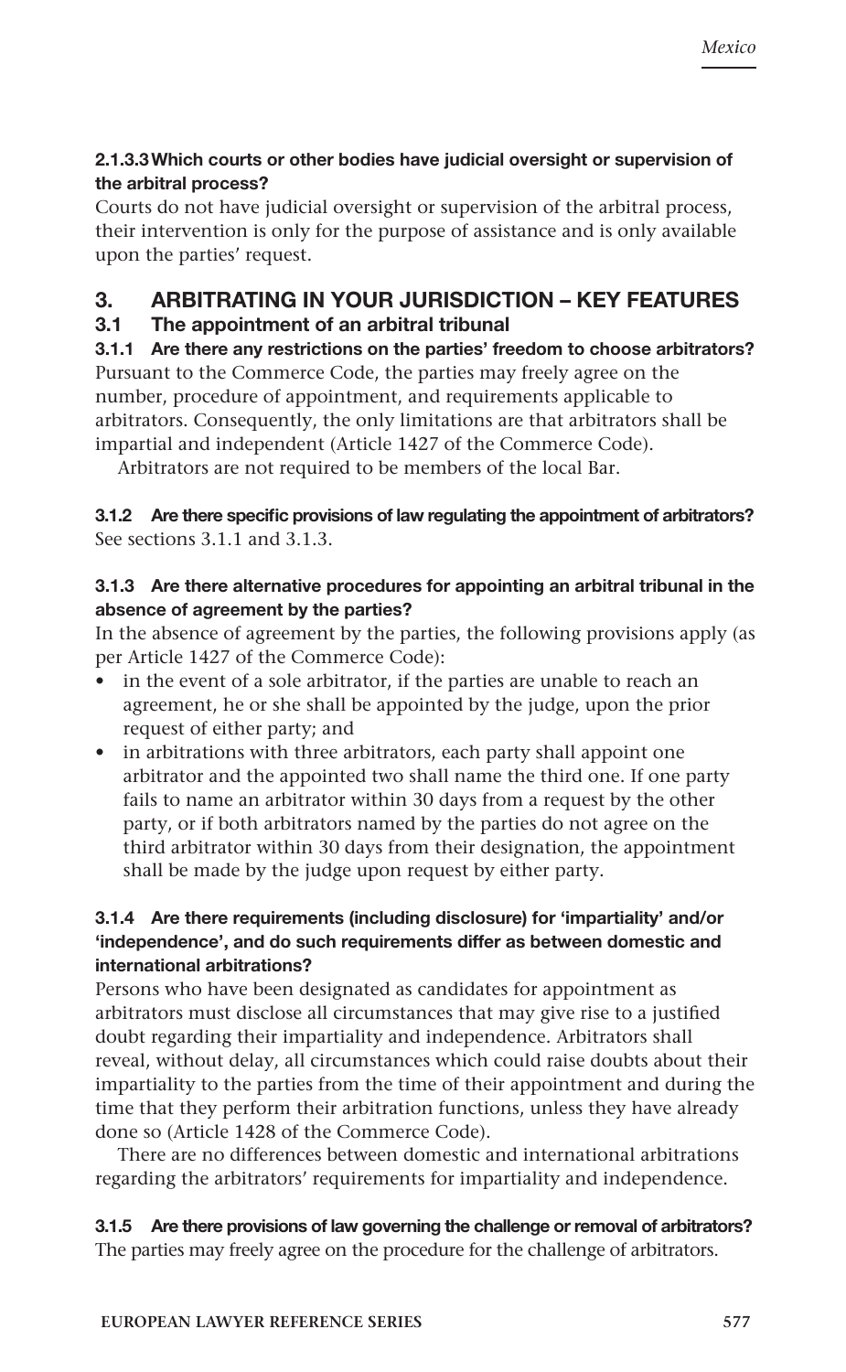**2.1.3.3 Which courts or other bodies have judicial oversight or supervision of the arbitral process?**

Courts do not have judicial oversight or supervision of the arbitral process, their intervention is only for the purpose of assistance and is only available upon the parties' request.

## 3. ARBITRATING IN YOUR JURISDICTION – KEY FEATURES

### 3.1 The appointment of an arbitral tribunal

**3.1.1 Are there any restrictions on the parties' freedom to choose arbitrators?**

Pursuant to the Commerce Code, the parties may freely agree on the number, procedure of appointment, and requirements applicable to arbitrators. Consequently, the only limitations are that arbitrators shall be impartial and independent (Article 1427 of the Commerce Code).

Arbitrators are not required to be members of the local Bar.

**3.1.2 Are there specific provisions of law regulating the appointment of arbitrators?**

See sections 3.1.1 and 3.1.3.

**3.1.3 Are there alternative procedures for appointing an arbitral tribunal in the absence of agreement by the parties?**

In the absence of agreement by the parties, the following provisions apply (as per Article 1427 of the Commerce Code):

- in the event of a sole arbitrator, if the parties are unable to reach an agreement, he or she shall be appointed by the judge, upon the prior request of either party; and
- in arbitrations with three arbitrators, each party shall appoint one arbitrator and the appointed two shall name the third one. If one party fails to name an arbitrator within 30 days from a request by the other party, or if both arbitrators named by the parties do not agree on the third arbitrator within 30 days from their designation, the appointment shall be made by the judge upon request by either party.

**3.1.4 Are there requirements (including disclosure) for 'impartiality' and/or 'independence', and do such requirements differ as between domestic and international arbitrations?**

Persons who have been designated as candidates for appointment as arbitrators must disclose all circumstances that may give rise to a justified doubt regarding their impartiality and independence. Arbitrators shall reveal, without delay, all circumstances which could raise doubts about their impartiality to the parties from the time of their appointment and during the time that they perform their arbitration functions, unless they have already done so (Article 1428 of the Commerce Code).

There are no differences between domestic and international arbitrations regarding the arbitrators' requirements for impartiality and independence.

**3.1.5 Are there provisions of law governing the challenge or removal of arbitrators?**

The parties may freely agree on the procedure for the challenge of arbitrators.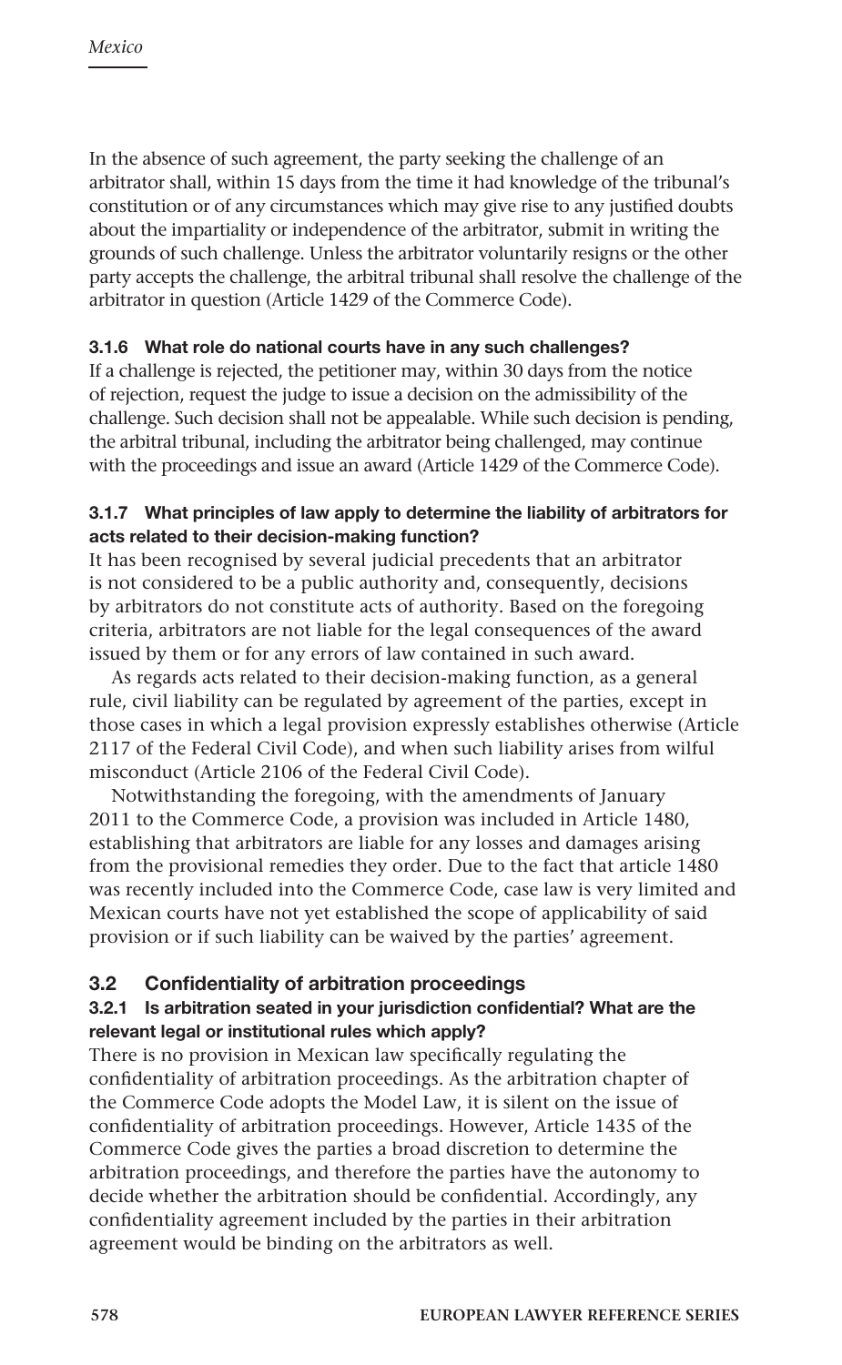In the absence of such agreement, the party seeking the challenge of an arbitrator shall, within 15 days from the time it had knowledge of the tribunal's constitution or of any circumstances which may give rise to any justified doubts about the impartiality or independence of the arbitrator, submit in writing the grounds of such challenge. Unless the arbitrator voluntarily resigns or the other party accepts the challenge, the arbitral tribunal shall resolve the challenge of the arbitrator in question (Article 1429 of the Commerce Code).

#### 3.1.6 What role do national courts have in any such challenges?

If a challenge is rejected, the petitioner may, within 30 days from the notice of rejection, request the judge to issue a decision on the admissibility of the challenge. Such decision shall not be appealable. While such decision is pending, the arbitral tribunal, including the arbitrator being challenged, may continue with the proceedings and issue an award (Article 1429 of the Commerce Code).

#### 3.1.7 What principles of law apply to determine the liability of arbitrators for acts related to their decision-making function?

It has been recognised by several judicial precedents that an arbitrator is not considered to be a public authority and, consequently, decisions by arbitrators do not constitute acts of authority. Based on the foregoing criteria, arbitrators are not liable for the legal consequences of the award issued by them or for any errors of law contained in such award.

As regards acts related to their decision-making function, as a general rule, civil liability can be regulated by agreement of the parties, except in those cases in which a legal provision expressly establishes otherwise (Article 2117 of the Federal Civil Code), and when such liability arises from wilful misconduct (Article 2106 of the Federal Civil Code).

Notwithstanding the foregoing, with the amendments of January 2011 to the Commerce Code, a provision was included in Article 1480, establishing that arbitrators are liable for any losses and damages arising from the provisional remedies they order. Due to the fact that article 1480 was recently included into the Commerce Code, case law is very limited and Mexican courts have not yet established the scope of applicability of said provision or if such liability can be waived by the parties' agreement.

### 3.2 Confidentiality of arbitration proceedings

#### 3.2.1 Is arbitration seated in your jurisdiction confidential? What are the relevant legal or institutional rules which apply?

There is no provision in Mexican law specifically regulating the confidentiality of arbitration proceedings. As the arbitration chapter of the Commerce Code adopts the Model Law, it is silent on the issue of confidentiality of arbitration proceedings. However, Article 1435 of the Commerce Code gives the parties a broad discretion to determine the arbitration proceedings, and therefore the parties have the autonomy to decide whether the arbitration should be confidential. Accordingly, any confidentiality agreement included by the parties in their arbitration agreement would be binding on the arbitrators as well.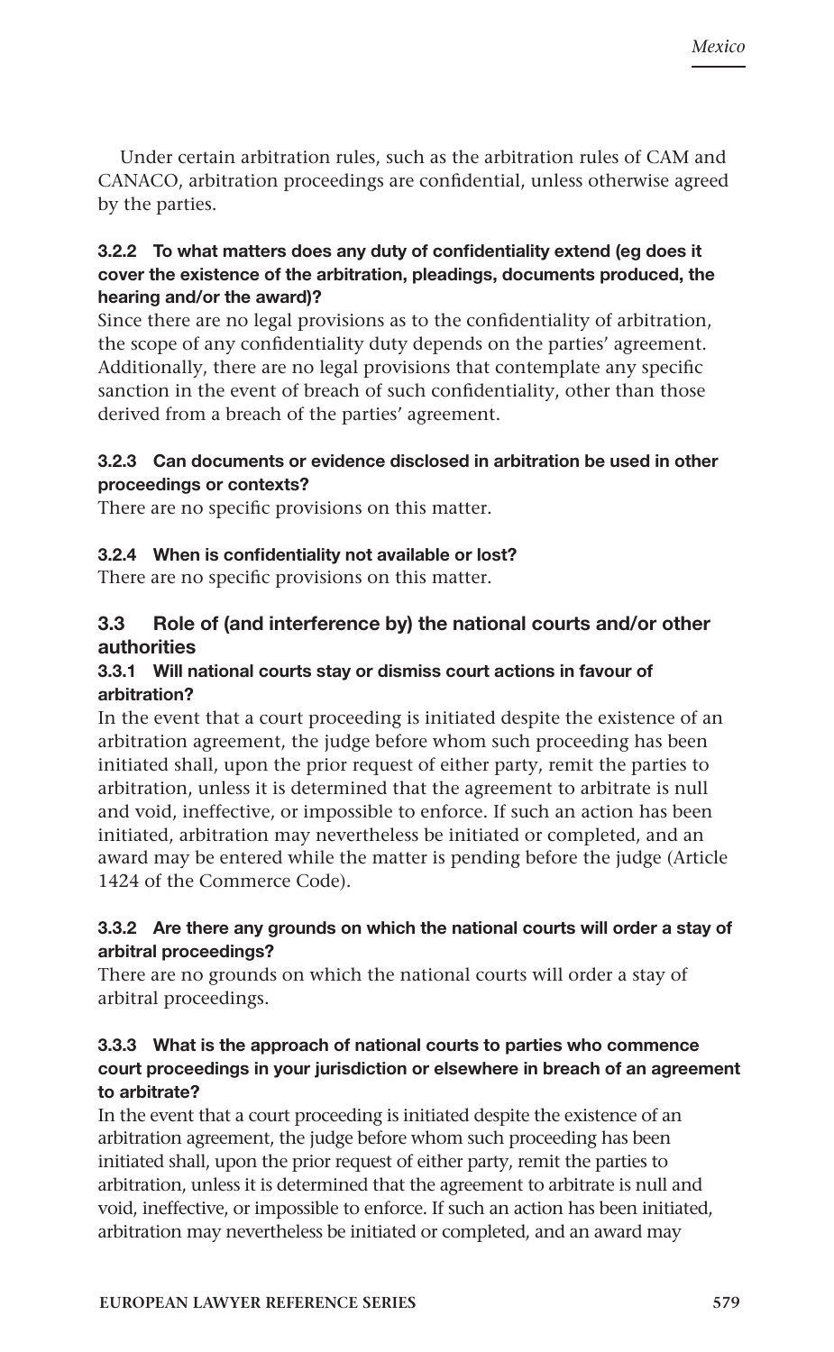Under certain arbitration rules, such as the arbitration rules of CAM and CANACO, arbitration proceedings are confidential, unless otherwise agreed by the parties.

#### 3.2.2 To what matters does any duty of confidentiality extend (eg does it cover the existence of the arbitration, pleadings, documents produced, the hearing and/or the award)?

Since there are no legal provisions as to the confidentiality of arbitration, the scope of any confidentiality duty depends on the parties' agreement. Additionally, there are no legal provisions that contemplate any specific sanction in the event of breach of such confidentiality, other than those derived from a breach of the parties' agreement.

#### 3.2.3 Can documents or evidence disclosed in arbitration be used in other proceedings or contexts?

There are no specific provisions on this matter.

#### 3.2.4 When is confidentiality not available or lost?

There are no specific provisions on this matter.

### 3.3 Role of (and interference by) the national courts and/or other authorities

#### 3.3.1 Will national courts stay or dismiss court actions in favour of arbitration?

In the event that a court proceeding is initiated despite the existence of an arbitration agreement, the judge before whom such proceeding has been initiated shall, upon the prior request of either party, remit the parties to arbitration, unless it is determined that the agreement to arbitrate is null and void, ineffective, or impossible to enforce. If such an action has been initiated, arbitration may nevertheless be initiated or completed, and an award may be entered while the matter is pending before the judge (Article 1424 of the Commerce Code).

#### 3.3.2 Are there any grounds on which the national courts will order a stay of arbitral proceedings?

There are no grounds on which the national courts will order a stay of arbitral proceedings.

#### 3.3.3 What is the approach of national courts to parties who commence court proceedings in your jurisdiction or elsewhere in breach of an agreement to arbitrate?

In the event that a court proceeding is initiated despite the existence of an arbitration agreement, the judge before whom such proceeding has been initiated shall, upon the prior request of either party, remit the parties to arbitration, unless it is determined that the agreement to arbitrate is null and void, ineffective, or impossible to enforce. If such an action has been initiated, arbitration may nevertheless be initiated or completed, and an award may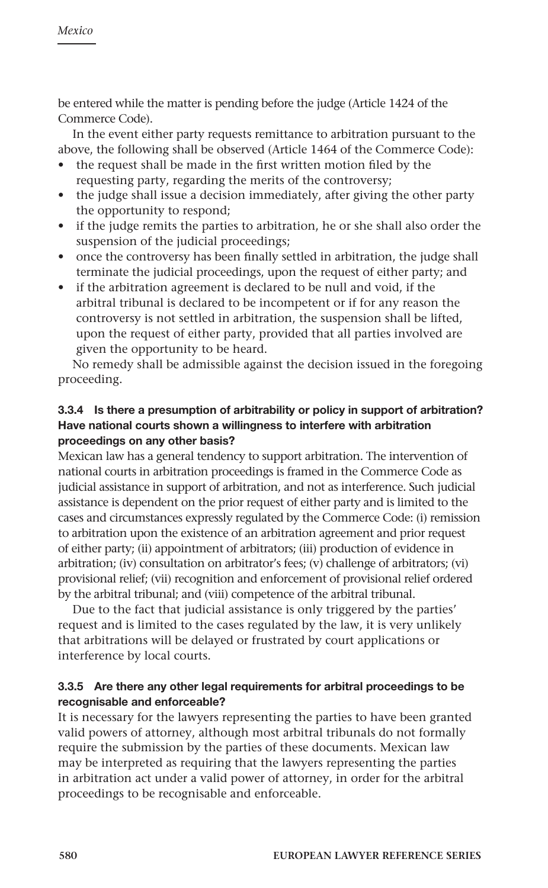be entered while the matter is pending before the judge (Article 1424 of the Commerce Code).

In the event either party requests remittance to arbitration pursuant to the above, the following shall be observed (Article 1464 of the Commerce Code):

- the request shall be made in the first written motion filed by the requesting party, regarding the merits of the controversy;
- the judge shall issue a decision immediately, after giving the other party the opportunity to respond;
- if the judge remits the parties to arbitration, he or she shall also order the suspension of the judicial proceedings;
- once the controversy has been finally settled in arbitration, the judge shall terminate the judicial proceedings, upon the request of either party; and
- if the arbitration agreement is declared to be null and void, if the arbitral tribunal is declared to be incompetent or if for any reason the controversy is not settled in arbitration, the suspension shall be lifted, upon the request of either party, provided that all parties involved are given the opportunity to be heard.

No remedy shall be admissible against the decision issued in the foregoing proceeding.

#### 3.3.4 Is there a presumption of arbitrability or policy in support of arbitration? Have national courts shown a willingness to interfere with arbitration proceedings on any other basis?

Mexican law has a general tendency to support arbitration. The intervention of national courts in arbitration proceedings is framed in the Commerce Code as judicial assistance in support of arbitration, and not as interference. Such judicial assistance is dependent on the prior request of either party and is limited to the cases and circumstances expressly regulated by the Commerce Code: (i) remission to arbitration upon the existence of an arbitration agreement and prior request of either party; (ii) appointment of arbitrators; (iii) production of evidence in arbitration; (iv) consultation on arbitrator's fees; (v) challenge of arbitrators; (vi) provisional relief; (vii) recognition and enforcement of provisional relief ordered by the arbitral tribunal; and (viii) competence of the arbitral tribunal.

Due to the fact that judicial assistance is only triggered by the parties' request and is limited to the cases regulated by the law, it is very unlikely that arbitrations will be delayed or frustrated by court applications or interference by local courts.

#### 3.3.5 Are there any other legal requirements for arbitral proceedings to be recognisable and enforceable?

It is necessary for the lawyers representing the parties to have been granted valid powers of attorney, although most arbitral tribunals do not formally require the submission by the parties of these documents. Mexican law may be interpreted as requiring that the lawyers representing the parties in arbitration act under a valid power of attorney, in order for the arbitral proceedings to be recognisable and enforceable.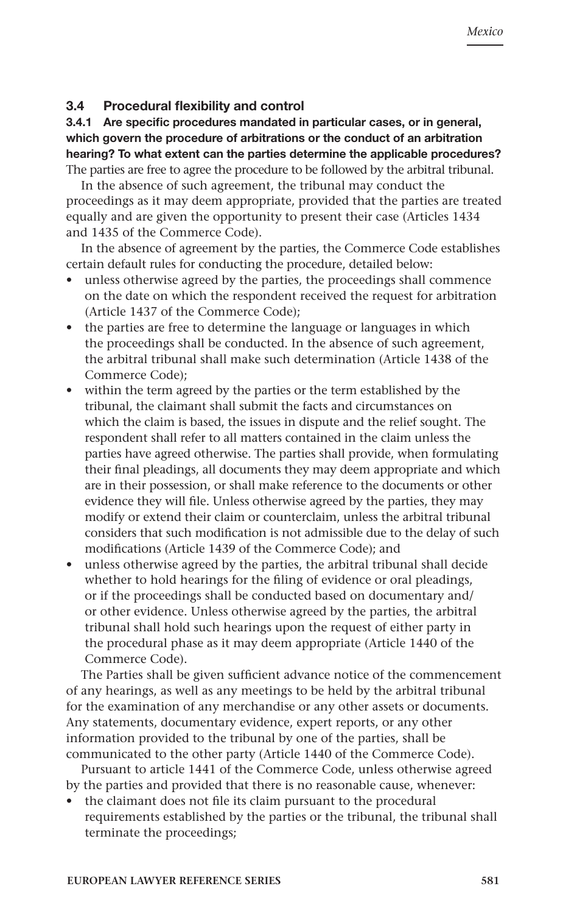### 3.4 Procedural flexibility and control

**3.4.1 Are specific procedures mandated in particular cases, or in general, which govern the procedure of arbitrations or the conduct of an arbitration hearing? To what extent can the parties determine the applicable procedures?**

The parties are free to agree the procedure to be followed by the arbitral tribunal.

In the absence of such agreement, the tribunal may conduct the proceedings as it may deem appropriate, provided that the parties are treated equally and are given the opportunity to present their case (Articles 1434 and 1435 of the Commerce Code).

In the absence of agreement by the parties, the Commerce Code establishes certain default rules for conducting the procedure, detailed below:

- unless otherwise agreed by the parties, the proceedings shall commence on the date on which the respondent received the request for arbitration (Article 1437 of the Commerce Code);
- the parties are free to determine the language or languages in which the proceedings shall be conducted. In the absence of such agreement, the arbitral tribunal shall make such determination (Article 1438 of the Commerce Code);
- within the term agreed by the parties or the term established by the tribunal, the claimant shall submit the facts and circumstances on which the claim is based, the issues in dispute and the relief sought. The respondent shall refer to all matters contained in the claim unless the parties have agreed otherwise. The parties shall provide, when formulating their final pleadings, all documents they may deem appropriate and which are in their possession, or shall make reference to the documents or other evidence they will file. Unless otherwise agreed by the parties, they may modify or extend their claim or counterclaim, unless the arbitral tribunal considers that such modification is not admissible due to the delay of such modifications (Article 1439 of the Commerce Code); and
- unless otherwise agreed by the parties, the arbitral tribunal shall decide whether to hold hearings for the filing of evidence or oral pleadings, or if the proceedings shall be conducted based on documentary and/or other evidence. Unless otherwise agreed by the parties, the arbitral tribunal shall hold such hearings upon the request of either party in the procedural phase as it may deem appropriate (Article 1440 of the Commerce Code).

The Parties shall be given sufficient advance notice of the commencement of any hearings, as well as any meetings to be held by the arbitral tribunal for the examination of any merchandise or any other assets or documents. Any statements, documentary evidence, expert reports, or any other information provided to the tribunal by one of the parties, shall be communicated to the other party (Article 1440 of the Commerce Code).

Pursuant to article 1441 of the Commerce Code, unless otherwise agreed by the parties and provided that there is no reasonable cause, whenever:

- the claimant does not file its claim pursuant to the procedural requirements established by the parties or the tribunal, the tribunal shall terminate the proceedings;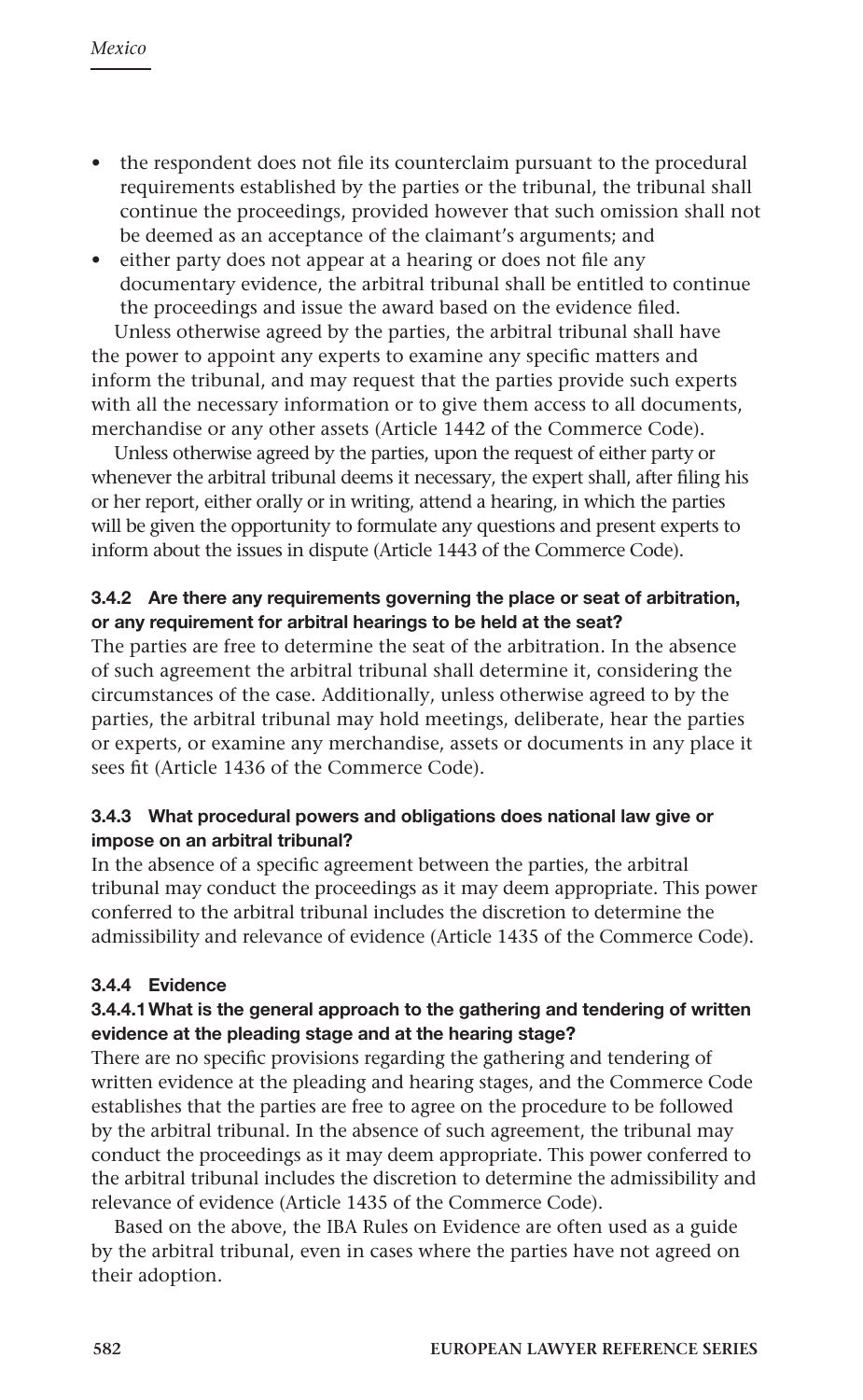- the respondent does not file its counterclaim pursuant to the procedural requirements established by the parties or the tribunal, the tribunal shall continue the proceedings, provided however that such omission shall not be deemed as an acceptance of the claimant's arguments; and
- either party does not appear at a hearing or does not file any documentary evidence, the arbitral tribunal shall be entitled to continue the proceedings and issue the award based on the evidence filed.

Unless otherwise agreed by the parties, the arbitral tribunal shall have the power to appoint any experts to examine any specific matters and inform the tribunal, and may request that the parties provide such experts with all the necessary information or to give them access to all documents, merchandise or any other assets (Article 1442 of the Commerce Code).

Unless otherwise agreed by the parties, upon the request of either party or whenever the arbitral tribunal deems it necessary, the expert shall, after filing his or her report, either orally or in writing, attend a hearing, in which the parties will be given the opportunity to formulate any questions and present experts to inform about the issues in dispute (Article 1443 of the Commerce Code).

#### 3.4.2 Are there any requirements governing the place or seat of arbitration, or any requirement for arbitral hearings to be held at the seat?

The parties are free to determine the seat of the arbitration. In the absence of such agreement the arbitral tribunal shall determine it, considering the circumstances of the case. Additionally, unless otherwise agreed to by the parties, the arbitral tribunal may hold meetings, deliberate, hear the parties or experts, or examine any merchandise, assets or documents in any place it sees fit (Article 1436 of the Commerce Code).

#### 3.4.3 What procedural powers and obligations does national law give or impose on an arbitral tribunal?

In the absence of a specific agreement between the parties, the arbitral tribunal may conduct the proceedings as it may deem appropriate. This power conferred to the arbitral tribunal includes the discretion to determine the admissibility and relevance of evidence (Article 1435 of the Commerce Code).

#### 3.4.4 Evidence

##### 3.4.4.1 What is the general approach to the gathering and tendering of written evidence at the pleading stage and at the hearing stage?

There are no specific provisions regarding the gathering and tendering of written evidence at the pleading and hearing stages, and the Commerce Code establishes that the parties are free to agree on the procedure to be followed by the arbitral tribunal. In the absence of such agreement, the tribunal may conduct the proceedings as it may deem appropriate. This power conferred to the arbitral tribunal includes the discretion to determine the admissibility and relevance of evidence (Article 1435 of the Commerce Code).

Based on the above, the IBA Rules on Evidence are often used as a guide by the arbitral tribunal, even in cases where the parties have not agreed on their adoption.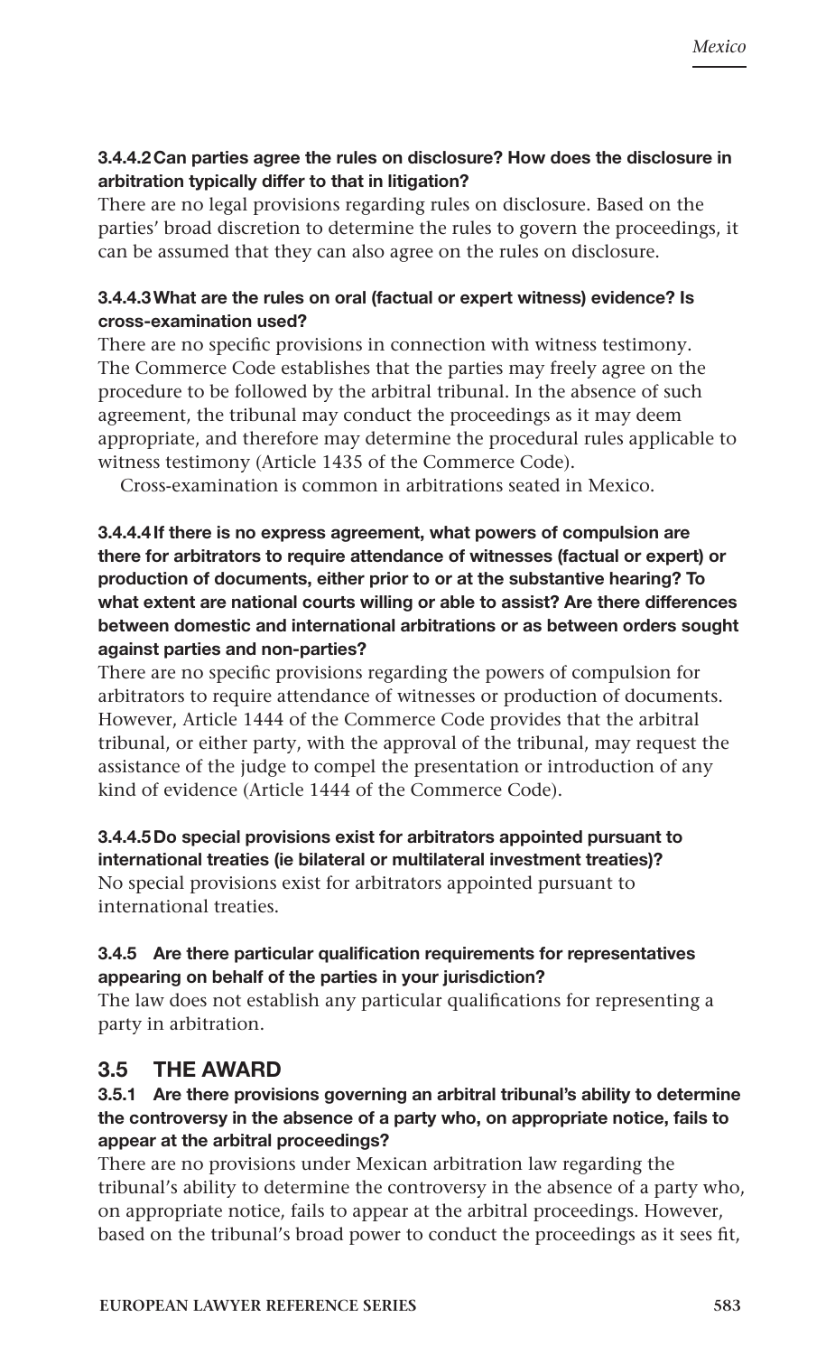#### 3.4.4.2 Can parties agree the rules on disclosure? How does the disclosure in arbitration typically differ to that in litigation?

There are no legal provisions regarding rules on disclosure. Based on the parties' broad discretion to determine the rules to govern the proceedings, it can be assumed that they can also agree on the rules on disclosure.

#### 3.4.4.3 What are the rules on oral (factual or expert witness) evidence? Is cross-examination used?

There are no specific provisions in connection with witness testimony. The Commerce Code establishes that the parties may freely agree on the procedure to be followed by the arbitral tribunal. In the absence of such agreement, the tribunal may conduct the proceedings as it may deem appropriate, and therefore may determine the procedural rules applicable to witness testimony (Article 1435 of the Commerce Code).

Cross-examination is common in arbitrations seated in Mexico.

#### 3.4.4.4 If there is no express agreement, what powers of compulsion are there for arbitrators to require attendance of witnesses (factual or expert) or production of documents, either prior to or at the substantive hearing? To what extent are national courts willing or able to assist? Are there differences between domestic and international arbitrations or as between orders sought against parties and non-parties?

There are no specific provisions regarding the powers of compulsion for arbitrators to require attendance of witnesses or production of documents. However, Article 1444 of the Commerce Code provides that the arbitral tribunal, or either party, with the approval of the tribunal, may request the assistance of the judge to compel the presentation or introduction of any kind of evidence (Article 1444 of the Commerce Code).

#### 3.4.4.5 Do special provisions exist for arbitrators appointed pursuant to international treaties (ie bilateral or multilateral investment treaties)?

No special provisions exist for arbitrators appointed pursuant to international treaties.

### 3.4.5 Are there particular qualification requirements for representatives appearing on behalf of the parties in your jurisdiction?

The law does not establish any particular qualifications for representing a party in arbitration.

## 3.5 THE AWARD

### 3.5.1 Are there provisions governing an arbitral tribunal's ability to determine the controversy in the absence of a party who, on appropriate notice, fails to appear at the arbitral proceedings?

There are no provisions under Mexican arbitration law regarding the tribunal's ability to determine the controversy in the absence of a party who, on appropriate notice, fails to appear at the arbitral proceedings. However, based on the tribunal's broad power to conduct the proceedings as it sees fit,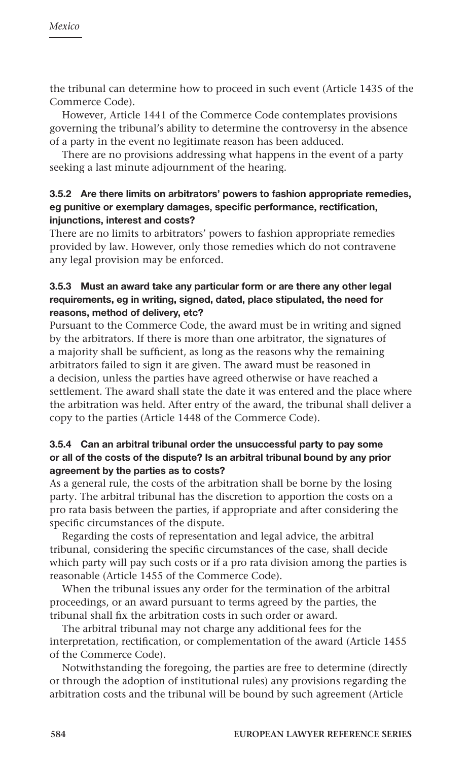the tribunal can determine how to proceed in such event (Article 1435 of the Commerce Code).

However, Article 1441 of the Commerce Code contemplates provisions governing the tribunal's ability to determine the controversy in the absence of a party in the event no legitimate reason has been adduced.

There are no provisions addressing what happens in the event of a party seeking a last minute adjournment of the hearing.

#### 3.5.2 Are there limits on arbitrators' powers to fashion appropriate remedies, eg punitive or exemplary damages, specific performance, rectification, injunctions, interest and costs?

There are no limits to arbitrators' powers to fashion appropriate remedies provided by law. However, only those remedies which do not contravene any legal provision may be enforced.

#### 3.5.3 Must an award take any particular form or are there any other legal requirements, eg in writing, signed, dated, place stipulated, the need for reasons, method of delivery, etc?

Pursuant to the Commerce Code, the award must be in writing and signed by the arbitrators. If there is more than one arbitrator, the signatures of a majority shall be sufficient, as long as the reasons why the remaining arbitrators failed to sign it are given. The award must be reasoned in a decision, unless the parties have agreed otherwise or have reached a settlement. The award shall state the date it was entered and the place where the arbitration was held. After entry of the award, the tribunal shall deliver a copy to the parties (Article 1448 of the Commerce Code).

#### 3.5.4 Can an arbitral tribunal order the unsuccessful party to pay some or all of the costs of the dispute? Is an arbitral tribunal bound by any prior agreement by the parties as to costs?

As a general rule, the costs of the arbitration shall be borne by the losing party. The arbitral tribunal has the discretion to apportion the costs on a pro rata basis between the parties, if appropriate and after considering the specific circumstances of the dispute.

Regarding the costs of representation and legal advice, the arbitral tribunal, considering the specific circumstances of the case, shall decide which party will pay such costs or if a pro rata division among the parties is reasonable (Article 1455 of the Commerce Code).

When the tribunal issues any order for the termination of the arbitral proceedings, or an award pursuant to terms agreed by the parties, the tribunal shall fix the arbitration costs in such order or award.

The arbitral tribunal may not charge any additional fees for the interpretation, rectification, or complementation of the award (Article 1455 of the Commerce Code).

Notwithstanding the foregoing, the parties are free to determine (directly or through the adoption of institutional rules) any provisions regarding the arbitration costs and the tribunal will be bound by such agreement (Article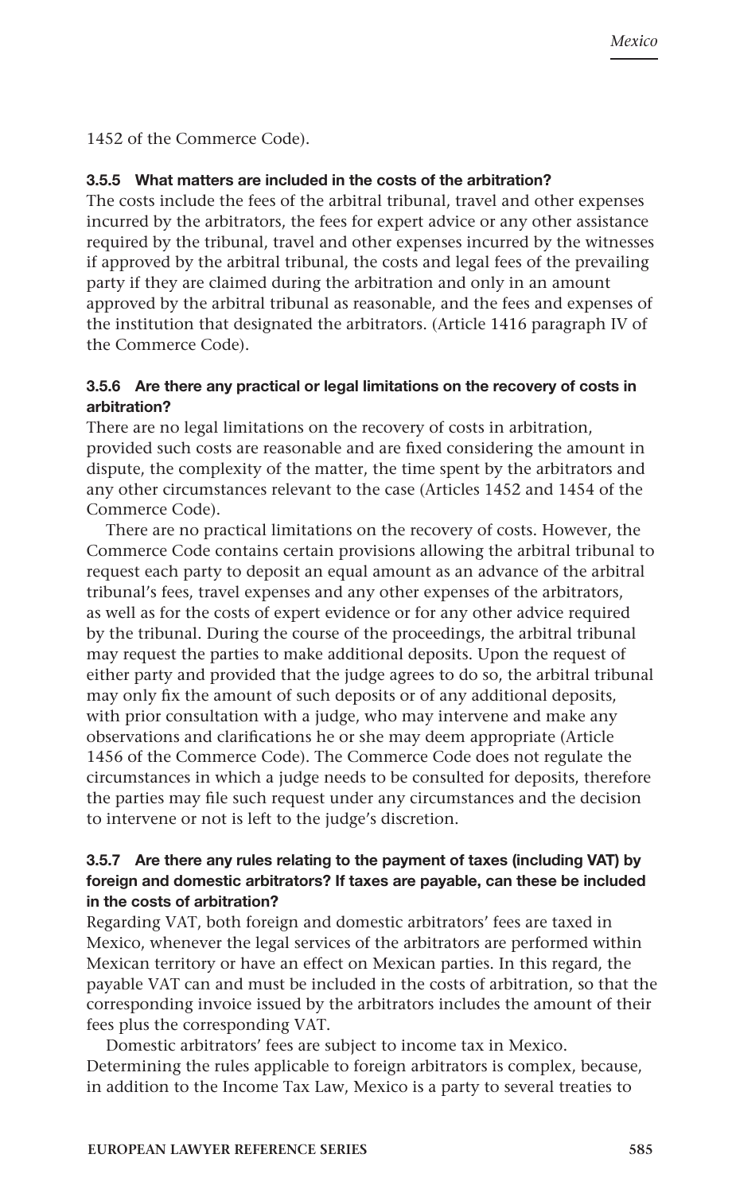1452 of the Commerce Code).

### 3.5.5 What matters are included in the costs of the arbitration?

The costs include the fees of the arbitral tribunal, travel and other expenses incurred by the arbitrators, the fees for expert advice or any other assistance required by the tribunal, travel and other expenses incurred by the witnesses if approved by the arbitral tribunal, the costs and legal fees of the prevailing party if they are claimed during the arbitration and only in an amount approved by the arbitral tribunal as reasonable, and the fees and expenses of the institution that designated the arbitrators. (Article 1416 paragraph IV of the Commerce Code).

### 3.5.6 Are there any practical or legal limitations on the recovery of costs in arbitration?

There are no legal limitations on the recovery of costs in arbitration, provided such costs are reasonable and are fixed considering the amount in dispute, the complexity of the matter, the time spent by the arbitrators and any other circumstances relevant to the case (Articles 1452 and 1454 of the Commerce Code).

There are no practical limitations on the recovery of costs. However, the Commerce Code contains certain provisions allowing the arbitral tribunal to request each party to deposit an equal amount as an advance of the arbitral tribunal's fees, travel expenses and any other expenses of the arbitrators, as well as for the costs of expert evidence or for any other advice required by the tribunal. During the course of the proceedings, the arbitral tribunal may request the parties to make additional deposits. Upon the request of either party and provided that the judge agrees to do so, the arbitral tribunal may only fix the amount of such deposits or of any additional deposits, with prior consultation with a judge, who may intervene and make any observations and clarifications he or she may deem appropriate (Article 1456 of the Commerce Code). The Commerce Code does not regulate the circumstances in which a judge needs to be consulted for deposits, therefore the parties may file such request under any circumstances and the decision to intervene or not is left to the judge's discretion.

### 3.5.7 Are there any rules relating to the payment of taxes (including VAT) by foreign and domestic arbitrators? If taxes are payable, can these be included in the costs of arbitration?

Regarding VAT, both foreign and domestic arbitrators' fees are taxed in Mexico, whenever the legal services of the arbitrators are performed within Mexican territory or have an effect on Mexican parties. In this regard, the payable VAT can and must be included in the costs of arbitration, so that the corresponding invoice issued by the arbitrators includes the amount of their fees plus the corresponding VAT.

Domestic arbitrators' fees are subject to income tax in Mexico. Determining the rules applicable to foreign arbitrators is complex, because, in addition to the Income Tax Law, Mexico is a party to several treaties to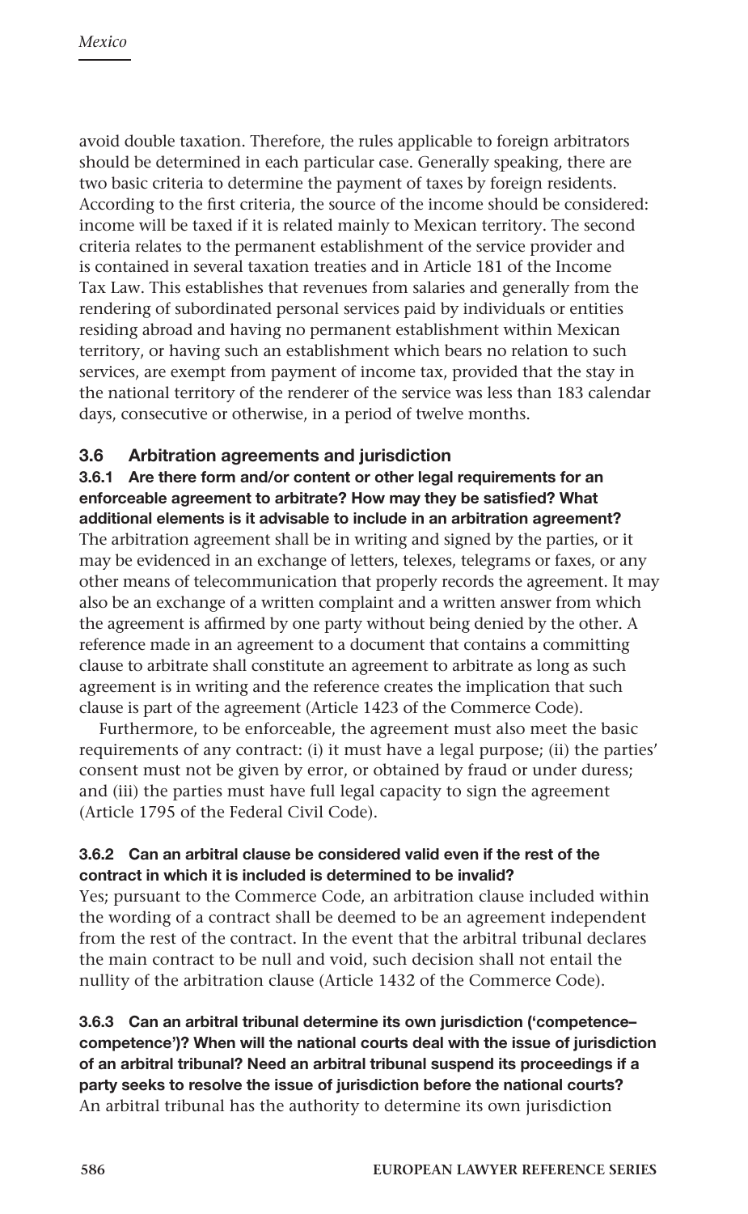avoid double taxation. Therefore, the rules applicable to foreign arbitrators should be determined in each particular case. Generally speaking, there are two basic criteria to determine the payment of taxes by foreign residents. According to the first criteria, the source of the income should be considered: income will be taxed if it is related mainly to Mexican territory. The second criteria relates to the permanent establishment of the service provider and is contained in several taxation treaties and in Article 181 of the Income Tax Law. This establishes that revenues from salaries and generally from the rendering of subordinated personal services paid by individuals or entities residing abroad and having no permanent establishment within Mexican territory, or having such an establishment which bears no relation to such services, are exempt from payment of income tax, provided that the stay in the national territory of the renderer of the service was less than 183 calendar days, consecutive or otherwise, in a period of twelve months.

### 3.6 Arbitration agreements and jurisdiction

**3.6.1 Are there form and/or content or other legal requirements for an enforceable agreement to arbitrate? How may they be satisfied? What additional elements is it advisable to include in an arbitration agreement?**

The arbitration agreement shall be in writing and signed by the parties, or it may be evidenced in an exchange of letters, telexes, telegrams or faxes, or any other means of telecommunication that properly records the agreement. It may also be an exchange of a written complaint and a written answer from which the agreement is affirmed by one party without being denied by the other. A reference made in an agreement to a document that contains a committing clause to arbitrate shall constitute an agreement to arbitrate as long as such agreement is in writing and the reference creates the implication that such clause is part of the agreement (Article 1423 of the Commerce Code).

Furthermore, to be enforceable, the agreement must also meet the basic requirements of any contract: (i) it must have a legal purpose; (ii) the parties' consent must not be given by error, or obtained by fraud or under duress; and (iii) the parties must have full legal capacity to sign the agreement (Article 1795 of the Federal Civil Code).

**3.6.2 Can an arbitral clause be considered valid even if the rest of the contract in which it is included is determined to be invalid?**

Yes; pursuant to the Commerce Code, an arbitration clause included within the wording of a contract shall be deemed to be an agreement independent from the rest of the contract. In the event that the arbitral tribunal declares the main contract to be null and void, such decision shall not entail the nullity of the arbitration clause (Article 1432 of the Commerce Code).

**3.6.3 Can an arbitral tribunal determine its own jurisdiction ('competence–competence')? When will the national courts deal with the issue of jurisdiction of an arbitral tribunal? Need an arbitral tribunal suspend its proceedings if a party seeks to resolve the issue of jurisdiction before the national courts?**

An arbitral tribunal has the authority to determine its own jurisdiction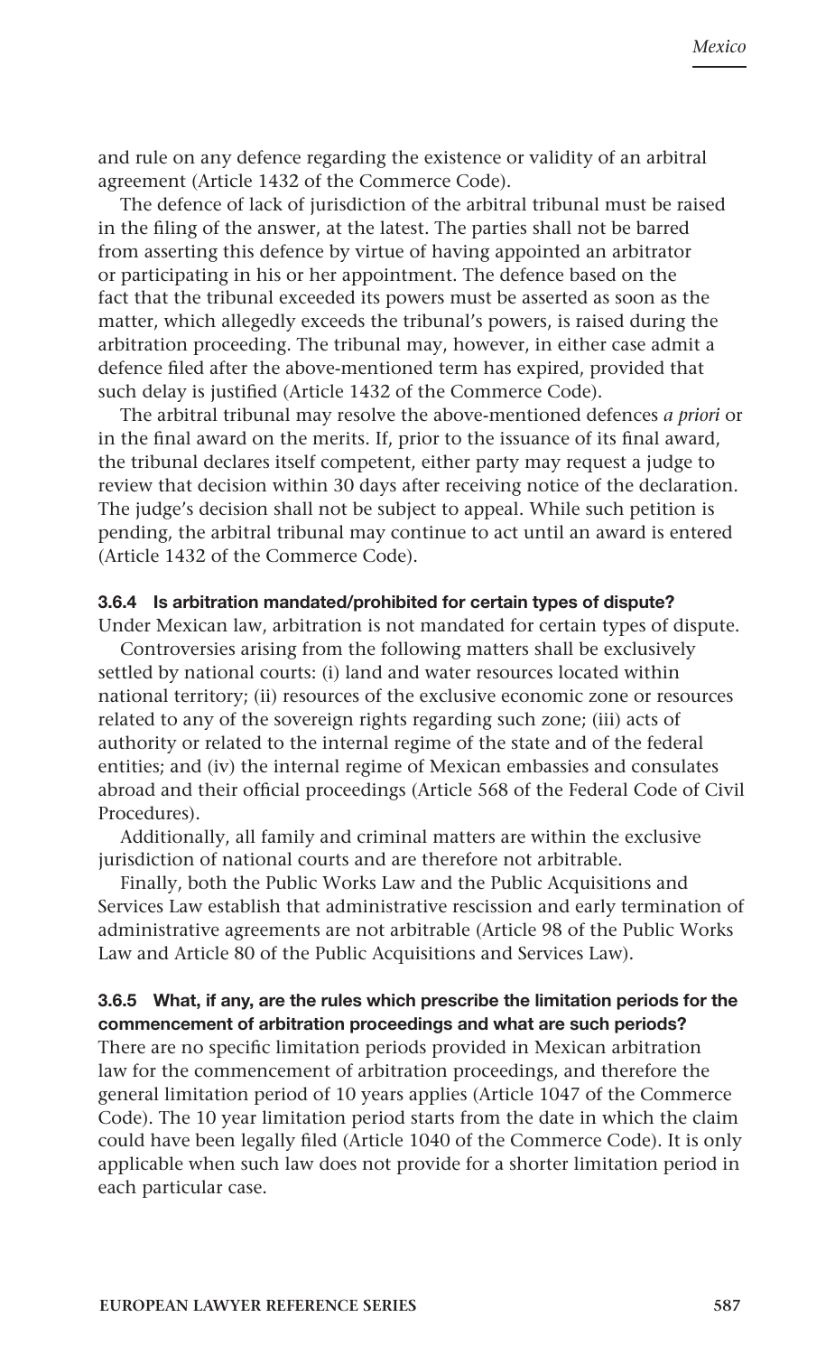and rule on any defence regarding the existence or validity of an arbitral agreement (Article 1432 of the Commerce Code).

The defence of lack of jurisdiction of the arbitral tribunal must be raised in the filing of the answer, at the latest. The parties shall not be barred from asserting this defence by virtue of having appointed an arbitrator or participating in his or her appointment. The defence based on the fact that the tribunal exceeded its powers must be asserted as soon as the matter, which allegedly exceeds the tribunal's powers, is raised during the arbitration proceeding. The tribunal may, however, in either case admit a defence filed after the above-mentioned term has expired, provided that such delay is justified (Article 1432 of the Commerce Code).

The arbitral tribunal may resolve the above-mentioned defences *a priori* or in the final award on the merits. If, prior to the issuance of its final award, the tribunal declares itself competent, either party may request a judge to review that decision within 30 days after receiving notice of the declaration. The judge's decision shall not be subject to appeal. While such petition is pending, the arbitral tribunal may continue to act until an award is entered (Article 1432 of the Commerce Code).

#### 3.6.4 Is arbitration mandated/prohibited for certain types of dispute?

Under Mexican law, arbitration is not mandated for certain types of dispute.

Controversies arising from the following matters shall be exclusively settled by national courts: (i) land and water resources located within national territory; (ii) resources of the exclusive economic zone or resources related to any of the sovereign rights regarding such zone; (iii) acts of authority or related to the internal regime of the state and of the federal entities; and (iv) the internal regime of Mexican embassies and consulates abroad and their official proceedings (Article 568 of the Federal Code of Civil Procedures).

Additionally, all family and criminal matters are within the exclusive jurisdiction of national courts and are therefore not arbitrable.

Finally, both the Public Works Law and the Public Acquisitions and Services Law establish that administrative rescission and early termination of administrative agreements are not arbitrable (Article 98 of the Public Works Law and Article 80 of the Public Acquisitions and Services Law).

#### 3.6.5 What, if any, are the rules which prescribe the limitation periods for the commencement of arbitration proceedings and what are such periods?

There are no specific limitation periods provided in Mexican arbitration law for the commencement of arbitration proceedings, and therefore the general limitation period of 10 years applies (Article 1047 of the Commerce Code). The 10 year limitation period starts from the date in which the claim could have been legally filed (Article 1040 of the Commerce Code). It is only applicable when such law does not provide for a shorter limitation period in each particular case.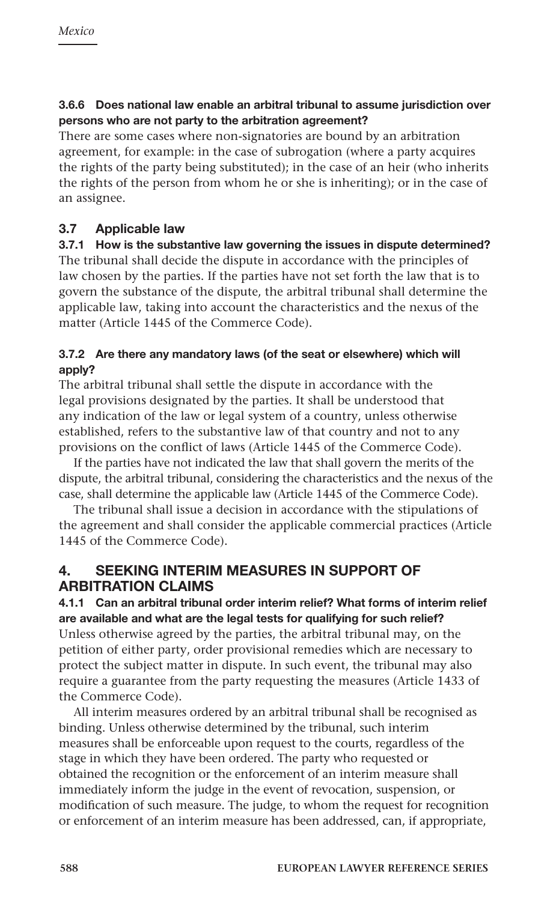#### 3.6.6 Does national law enable an arbitral tribunal to assume jurisdiction over persons who are not party to the arbitration agreement?

There are some cases where non-signatories are bound by an arbitration agreement, for example: in the case of subrogation (where a party acquires the rights of the party being substituted); in the case of an heir (who inherits the rights of the person from whom he or she is inheriting); or in the case of an assignee.

### 3.7 Applicable law

#### 3.7.1 How is the substantive law governing the issues in dispute determined?

The tribunal shall decide the dispute in accordance with the principles of law chosen by the parties. If the parties have not set forth the law that is to govern the substance of the dispute, the arbitral tribunal shall determine the applicable law, taking into account the characteristics and the nexus of the matter (Article 1445 of the Commerce Code).

#### 3.7.2 Are there any mandatory laws (of the seat or elsewhere) which will apply?

The arbitral tribunal shall settle the dispute in accordance with the legal provisions designated by the parties. It shall be understood that any indication of the law or legal system of a country, unless otherwise established, refers to the substantive law of that country and not to any provisions on the conflict of laws (Article 1445 of the Commerce Code).

If the parties have not indicated the law that shall govern the merits of the dispute, the arbitral tribunal, considering the characteristics and the nexus of the case, shall determine the applicable law (Article 1445 of the Commerce Code).

The tribunal shall issue a decision in accordance with the stipulations of the agreement and shall consider the applicable commercial practices (Article 1445 of the Commerce Code).

## 4. SEEKING INTERIM MEASURES IN SUPPORT OF ARBITRATION CLAIMS

#### 4.1.1 Can an arbitral tribunal order interim relief? What forms of interim relief are available and what are the legal tests for qualifying for such relief?

Unless otherwise agreed by the parties, the arbitral tribunal may, on the petition of either party, order provisional remedies which are necessary to protect the subject matter in dispute. In such event, the tribunal may also require a guarantee from the party requesting the measures (Article 1433 of the Commerce Code).

All interim measures ordered by an arbitral tribunal shall be recognised as binding. Unless otherwise determined by the tribunal, such interim measures shall be enforceable upon request to the courts, regardless of the stage in which they have been ordered. The party who requested or obtained the recognition or the enforcement of an interim measure shall immediately inform the judge in the event of revocation, suspension, or modification of such measure. The judge, to whom the request for recognition or enforcement of an interim measure has been addressed, can, if appropriate,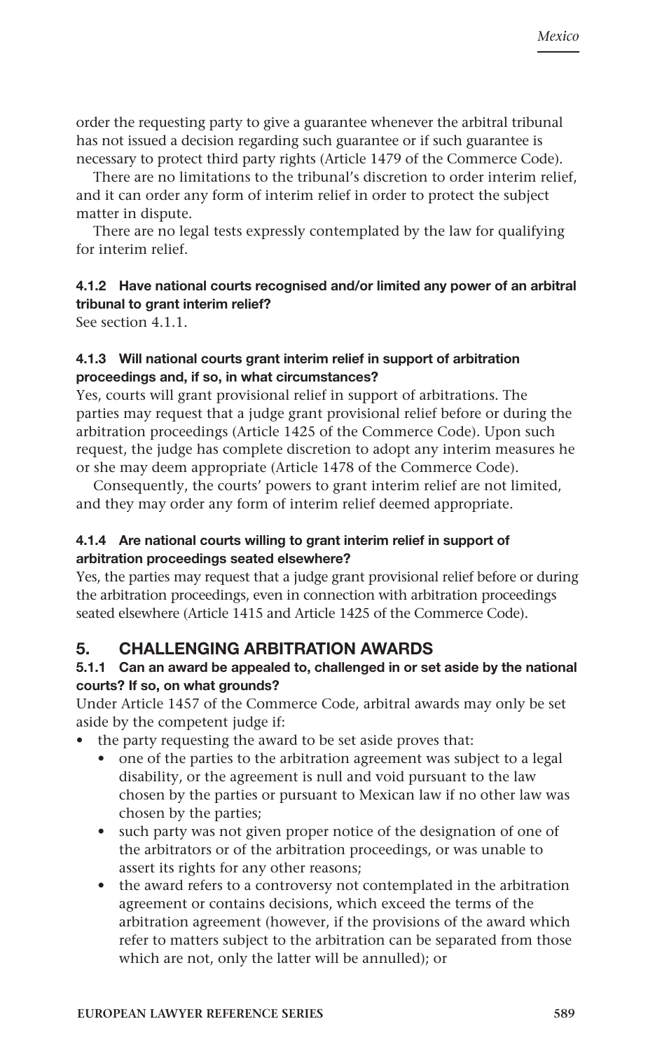order the requesting party to give a guarantee whenever the arbitral tribunal has not issued a decision regarding such guarantee or if such guarantee is necessary to protect third party rights (Article 1479 of the Commerce Code).

There are no limitations to the tribunal's discretion to order interim relief, and it can order any form of interim relief in order to protect the subject matter in dispute.

There are no legal tests expressly contemplated by the law for qualifying for interim relief.

#### 4.1.2 Have national courts recognised and/or limited any power of an arbitral tribunal to grant interim relief?

See section 4.1.1.

#### 4.1.3 Will national courts grant interim relief in support of arbitration proceedings and, if so, in what circumstances?

Yes, courts will grant provisional relief in support of arbitrations. The parties may request that a judge grant provisional relief before or during the arbitration proceedings (Article 1425 of the Commerce Code). Upon such request, the judge has complete discretion to adopt any interim measures he or she may deem appropriate (Article 1478 of the Commerce Code).

Consequently, the courts' powers to grant interim relief are not limited, and they may order any form of interim relief deemed appropriate.

#### 4.1.4 Are national courts willing to grant interim relief in support of arbitration proceedings seated elsewhere?

Yes, the parties may request that a judge grant provisional relief before or during the arbitration proceedings, even in connection with arbitration proceedings seated elsewhere (Article 1415 and Article 1425 of the Commerce Code).

## 5. CHALLENGING ARBITRATION AWARDS

#### 5.1.1 Can an award be appealed to, challenged in or set aside by the national courts? If so, on what grounds?

Under Article 1457 of the Commerce Code, arbitral awards may only be set aside by the competent judge if:

- the party requesting the award to be set aside proves that:
  - one of the parties to the arbitration agreement was subject to a legal disability, or the agreement is null and void pursuant to the law chosen by the parties or pursuant to Mexican law if no other law was chosen by the parties;
  - such party was not given proper notice of the designation of one of the arbitrators or of the arbitration proceedings, or was unable to assert its rights for any other reasons;
  - the award refers to a controversy not contemplated in the arbitration agreement or contains decisions, which exceed the terms of the arbitration agreement (however, if the provisions of the award which refer to matters subject to the arbitration can be separated from those which are not, only the latter will be annulled); or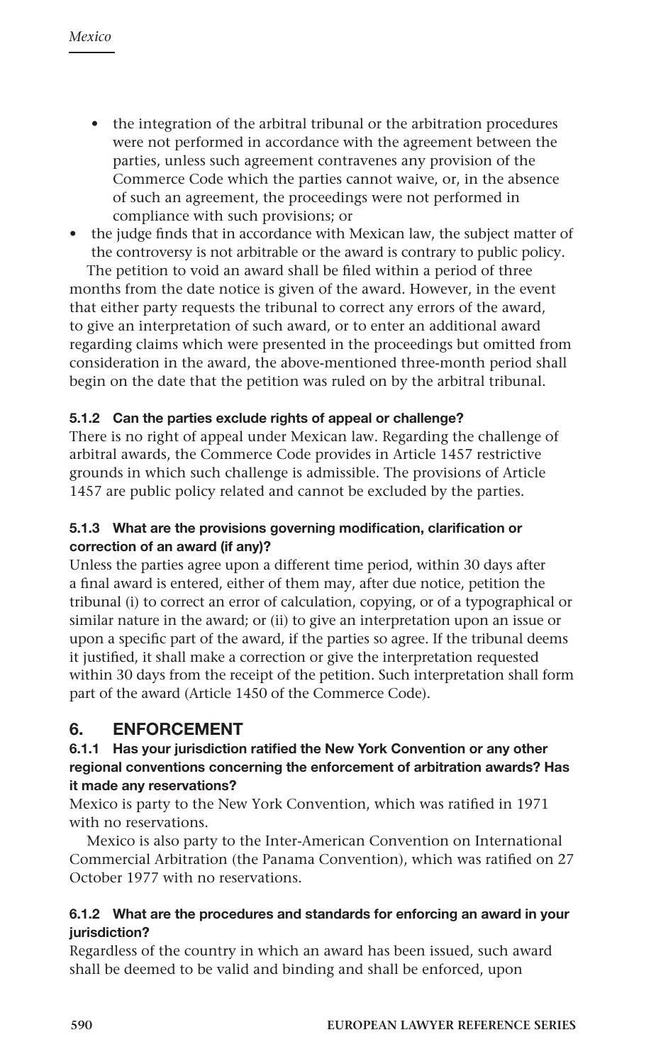- the integration of the arbitral tribunal or the arbitration procedures were not performed in accordance with the agreement between the parties, unless such agreement contravenes any provision of the Commerce Code which the parties cannot waive, or, in the absence of such an agreement, the proceedings were not performed in compliance with such provisions; or
- the judge finds that in accordance with Mexican law, the subject matter of the controversy is not arbitrable or the award is contrary to public policy.

The petition to void an award shall be filed within a period of three months from the date notice is given of the award. However, in the event that either party requests the tribunal to correct any errors of the award, to give an interpretation of such award, or to enter an additional award regarding claims which were presented in the proceedings but omitted from consideration in the award, the above-mentioned three-month period shall begin on the date that the petition was ruled on by the arbitral tribunal.

#### 5.1.2 Can the parties exclude rights of appeal or challenge?

There is no right of appeal under Mexican law. Regarding the challenge of arbitral awards, the Commerce Code provides in Article 1457 restrictive grounds in which such challenge is admissible. The provisions of Article 1457 are public policy related and cannot be excluded by the parties.

#### 5.1.3 What are the provisions governing modification, clarification or correction of an award (if any)?

Unless the parties agree upon a different time period, within 30 days after a final award is entered, either of them may, after due notice, petition the tribunal (i) to correct an error of calculation, copying, or of a typographical or similar nature in the award; or (ii) to give an interpretation upon an issue or upon a specific part of the award, if the parties so agree. If the tribunal deems it justified, it shall make a correction or give the interpretation requested within 30 days from the receipt of the petition. Such interpretation shall form part of the award (Article 1450 of the Commerce Code).

## 6. ENFORCEMENT

#### 6.1.1 Has your jurisdiction ratified the New York Convention or any other regional conventions concerning the enforcement of arbitration awards? Has it made any reservations?

Mexico is party to the New York Convention, which was ratified in 1971 with no reservations.

Mexico is also party to the Inter-American Convention on International Commercial Arbitration (the Panama Convention), which was ratified on 27 October 1977 with no reservations.

#### 6.1.2 What are the procedures and standards for enforcing an award in your jurisdiction?

Regardless of the country in which an award has been issued, such award shall be deemed to be valid and binding and shall be enforced, upon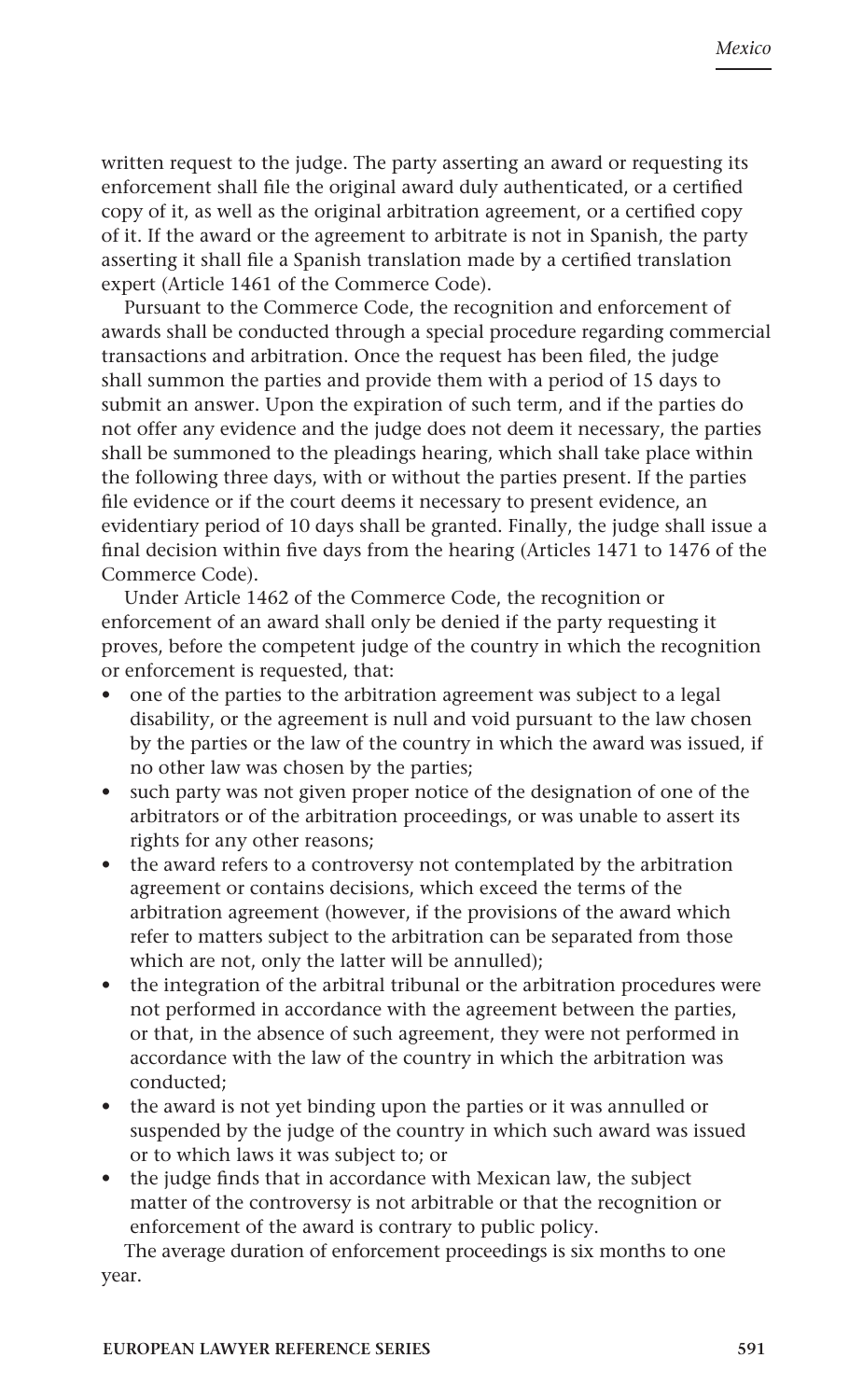written request to the judge. The party asserting an award or requesting its enforcement shall file the original award duly authenticated, or a certified copy of it, as well as the original arbitration agreement, or a certified copy of it. If the award or the agreement to arbitrate is not in Spanish, the party asserting it shall file a Spanish translation made by a certified translation expert (Article 1461 of the Commerce Code).

Pursuant to the Commerce Code, the recognition and enforcement of awards shall be conducted through a special procedure regarding commercial transactions and arbitration. Once the request has been filed, the judge shall summon the parties and provide them with a period of 15 days to submit an answer. Upon the expiration of such term, and if the parties do not offer any evidence and the judge does not deem it necessary, the parties shall be summoned to the pleadings hearing, which shall take place within the following three days, with or without the parties present. If the parties file evidence or if the court deems it necessary to present evidence, an evidentiary period of 10 days shall be granted. Finally, the judge shall issue a final decision within five days from the hearing (Articles 1471 to 1476 of the Commerce Code).

Under Article 1462 of the Commerce Code, the recognition or enforcement of an award shall only be denied if the party requesting it proves, before the competent judge of the country in which the recognition or enforcement is requested, that:

- one of the parties to the arbitration agreement was subject to a legal disability, or the agreement is null and void pursuant to the law chosen by the parties or the law of the country in which the award was issued, if no other law was chosen by the parties;
- such party was not given proper notice of the designation of one of the arbitrators or of the arbitration proceedings, or was unable to assert its rights for any other reasons;
- the award refers to a controversy not contemplated by the arbitration agreement or contains decisions, which exceed the terms of the arbitration agreement (however, if the provisions of the award which refer to matters subject to the arbitration can be separated from those which are not, only the latter will be annulled);
- the integration of the arbitral tribunal or the arbitration procedures were not performed in accordance with the agreement between the parties, or that, in the absence of such agreement, they were not performed in accordance with the law of the country in which the arbitration was conducted;
- the award is not yet binding upon the parties or it was annulled or suspended by the judge of the country in which such award was issued or to which laws it was subject to; or
- the judge finds that in accordance with Mexican law, the subject matter of the controversy is not arbitrable or that the recognition or enforcement of the award is contrary to public policy.

The average duration of enforcement proceedings is six months to one year.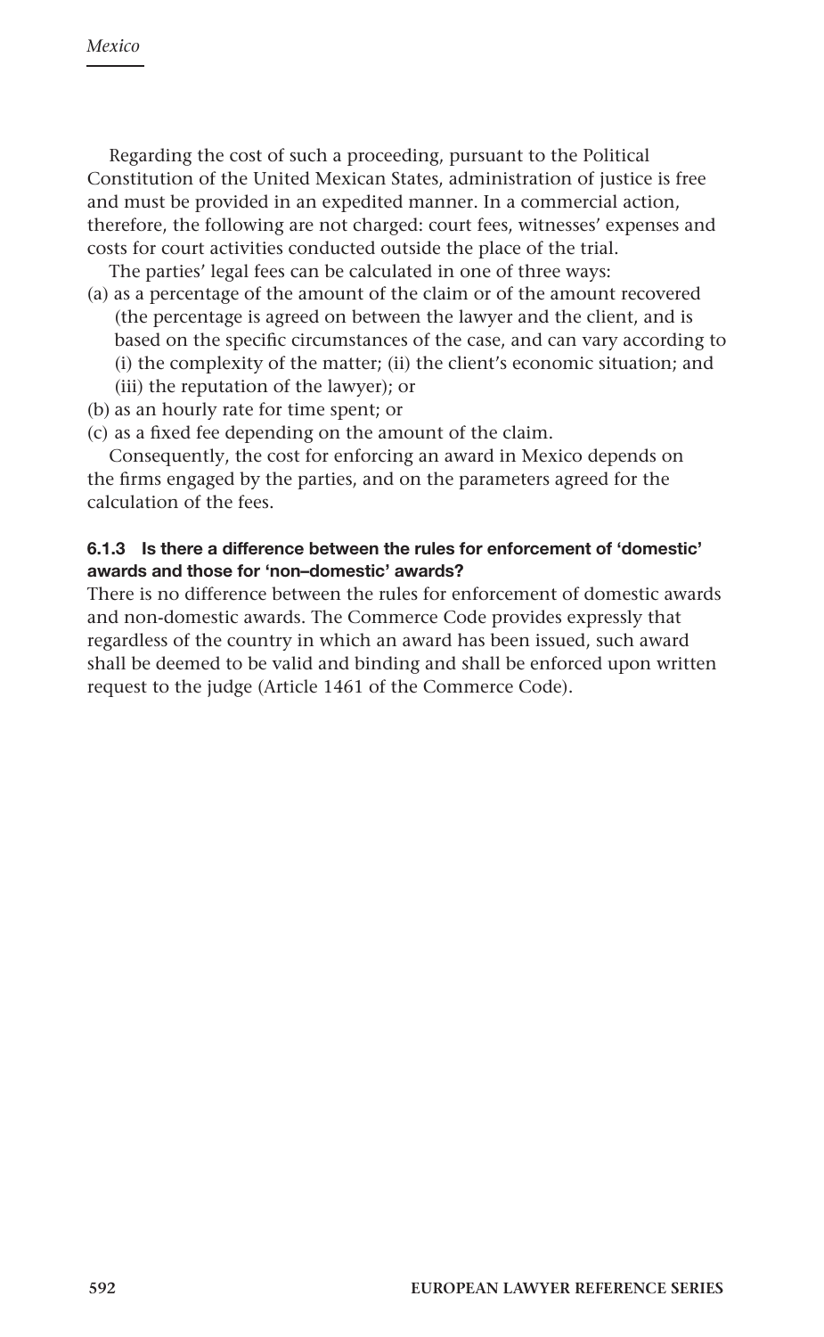Regarding the cost of such a proceeding, pursuant to the Political Constitution of the United Mexican States, administration of justice is free and must be provided in an expedited manner. In a commercial action, therefore, the following are not charged: court fees, witnesses' expenses and costs for court activities conducted outside the place of the trial.

The parties' legal fees can be calculated in one of three ways:

(a) as a percentage of the amount of the claim or of the amount recovered (the percentage is agreed on between the lawyer and the client, and is based on the specific circumstances of the case, and can vary according to (i) the complexity of the matter; (ii) the client's economic situation; and (iii) the reputation of the lawyer); or

(b) as an hourly rate for time spent; or

(c) as a fixed fee depending on the amount of the claim.

Consequently, the cost for enforcing an award in Mexico depends on the firms engaged by the parties, and on the parameters agreed for the calculation of the fees.

#### 6.1.3 Is there a difference between the rules for enforcement of 'domestic' awards and those for 'non–domestic' awards?

There is no difference between the rules for enforcement of domestic awards and non-domestic awards. The Commerce Code provides expressly that regardless of the country in which an award has been issued, such award shall be deemed to be valid and binding and shall be enforced upon written request to the judge (Article 1461 of the Commerce Code).